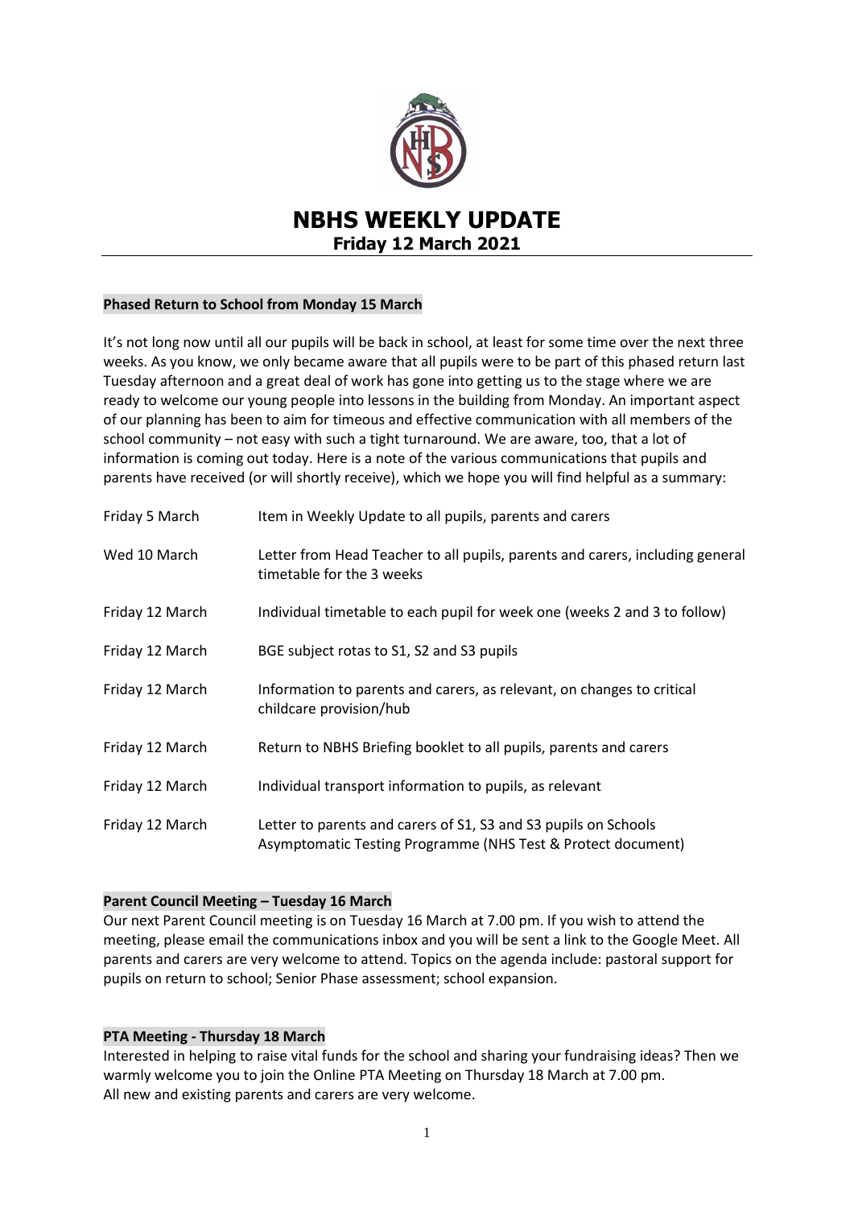# NBHS WEEKLY UPDATE

## Friday 12 March 2021

### Phased Return to School from Monday 15 March

It's not long now until all our pupils will be back in school, at least for some time over the next three weeks. As you know, we only became aware that all pupils were to be part of this phased return last Tuesday afternoon and a great deal of work has gone into getting us to the stage where we are ready to welcome our young people into lessons in the building from Monday. An important aspect of our planning has been to aim for timeous and effective communication with all members of the school community – not easy with such a tight turnaround. We are aware, too, that a lot of information is coming out today. Here is a note of the various communications that pupils and parents have received (or will shortly receive), which we hope you will find helpful as a summary:

| | |
|---|---|
| Friday 5 March | Item in Weekly Update to all pupils, parents and carers |
| Wed 10 March | Letter from Head Teacher to all pupils, parents and carers, including general timetable for the 3 weeks |
| Friday 12 March | Individual timetable to each pupil for week one (weeks 2 and 3 to follow) |
| Friday 12 March | BGE subject rotas to S1, S2 and S3 pupils |
| Friday 12 March | Information to parents and carers, as relevant, on changes to critical childcare provision/hub |
| Friday 12 March | Return to NBHS Briefing booklet to all pupils, parents and carers |
| Friday 12 March | Individual transport information to pupils, as relevant |
| Friday 12 March | Letter to parents and carers of S1, S3 and S3 pupils on Schools Asymptomatic Testing Programme (NHS Test & Protect document) |

### Parent Council Meeting – Tuesday 16 March

Our next Parent Council meeting is on Tuesday 16 March at 7.00 pm. If you wish to attend the meeting, please email the communications inbox and you will be sent a link to the Google Meet. All parents and carers are very welcome to attend. Topics on the agenda include: pastoral support for pupils on return to school; Senior Phase assessment; school expansion.

### PTA Meeting - Thursday 18 March

Interested in helping to raise vital funds for the school and sharing your fundraising ideas? Then we warmly welcome you to join the Online PTA Meeting on Thursday 18 March at 7.00 pm.
All new and existing parents and carers are very welcome.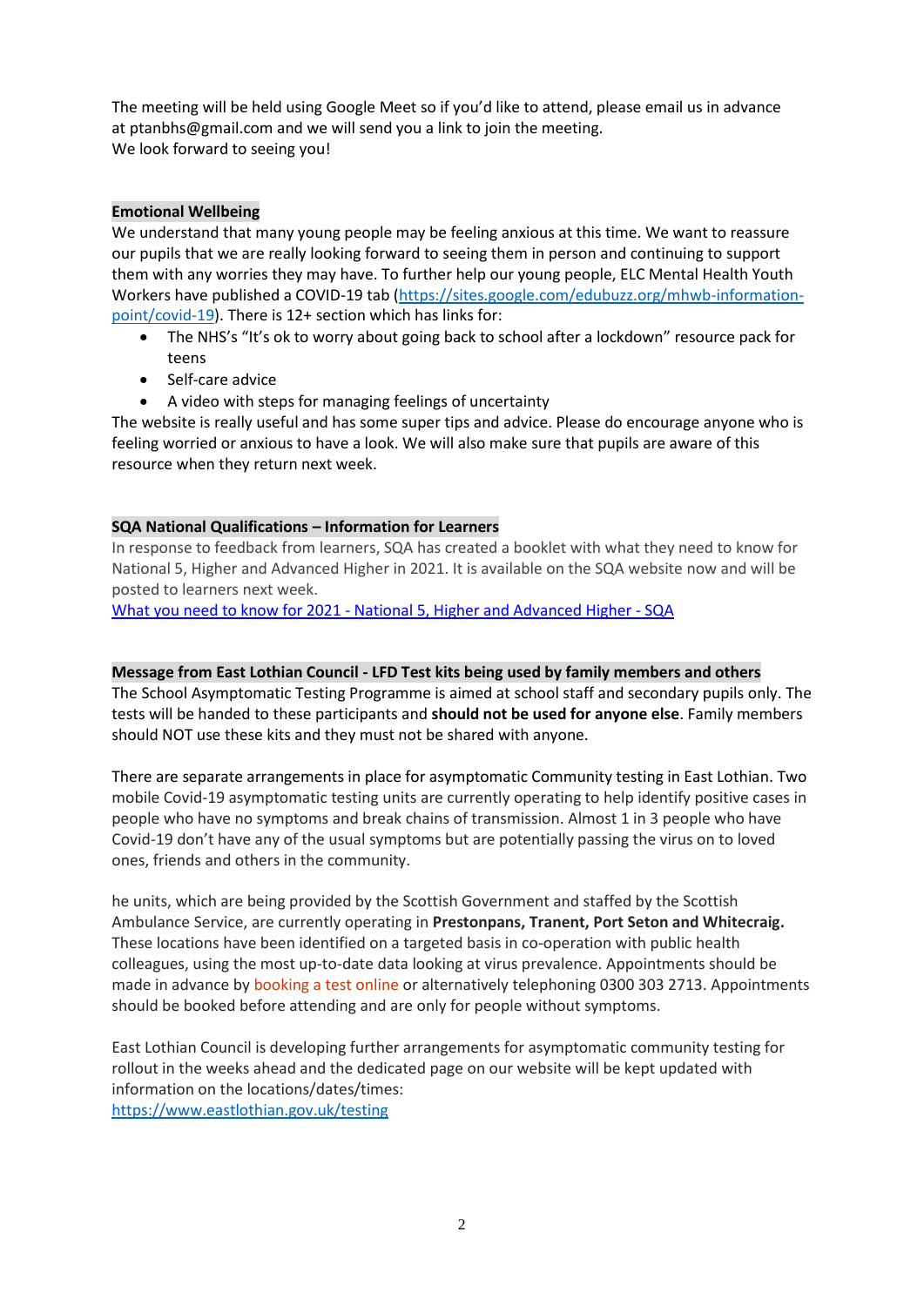The meeting will be held using Google Meet so if you'd like to attend, please email us in advance at ptanbhs@gmail.com and we will send you a link to join the meeting.
We look forward to seeing you!

**Emotional Wellbeing**

We understand that many young people may be feeling anxious at this time. We want to reassure our pupils that we are really looking forward to seeing them in person and continuing to support them with any worries they may have. To further help our young people, ELC Mental Health Youth Workers have published a COVID-19 tab ([https://sites.google.com/edubuzz.org/mhwb-information-point/covid-19](https://sites.google.com/edubuzz.org/mhwb-information-point/covid-19)). There is 12+ section which has links for:

- The NHS's "It's ok to worry about going back to school after a lockdown" resource pack for teens
- Self-care advice
- A video with steps for managing feelings of uncertainty

The website is really useful and has some super tips and advice. Please do encourage anyone who is feeling worried or anxious to have a look. We will also make sure that pupils are aware of this resource when they return next week.

**SQA National Qualifications – Information for Learners**

In response to feedback from learners, SQA has created a booklet with what they need to know for National 5, Higher and Advanced Higher in 2021. It is available on the SQA website now and will be posted to learners next week.

[What you need to know for 2021 - National 5, Higher and Advanced Higher - SQA]()

**Message from East Lothian Council - LFD Test kits being used by family members and others**

The School Asymptomatic Testing Programme is aimed at school staff and secondary pupils only. The tests will be handed to these participants and **should not be used for anyone else**. Family members should NOT use these kits and they must not be shared with anyone.

There are separate arrangements in place for asymptomatic Community testing in East Lothian. Two mobile Covid-19 asymptomatic testing units are currently operating to help identify positive cases in people who have no symptoms and break chains of transmission. Almost 1 in 3 people who have Covid-19 don't have any of the usual symptoms but are potentially passing the virus on to loved ones, friends and others in the community.

he units, which are being provided by the Scottish Government and staffed by the Scottish Ambulance Service, are currently operating in **Prestonpans, Tranent, Port Seton and Whitecraig.** These locations have been identified on a targeted basis in co-operation with public health colleagues, using the most up-to-date data looking at virus prevalence. Appointments should be made in advance by booking a test online or alternatively telephoning 0300 303 2713. Appointments should be booked before attending and are only for people without symptoms.

East Lothian Council is developing further arrangements for asymptomatic community testing for rollout in the weeks ahead and the dedicated page on our website will be kept updated with information on the locations/dates/times:
[https://www.eastlothian.gov.uk/testing](https://www.eastlothian.gov.uk/testing)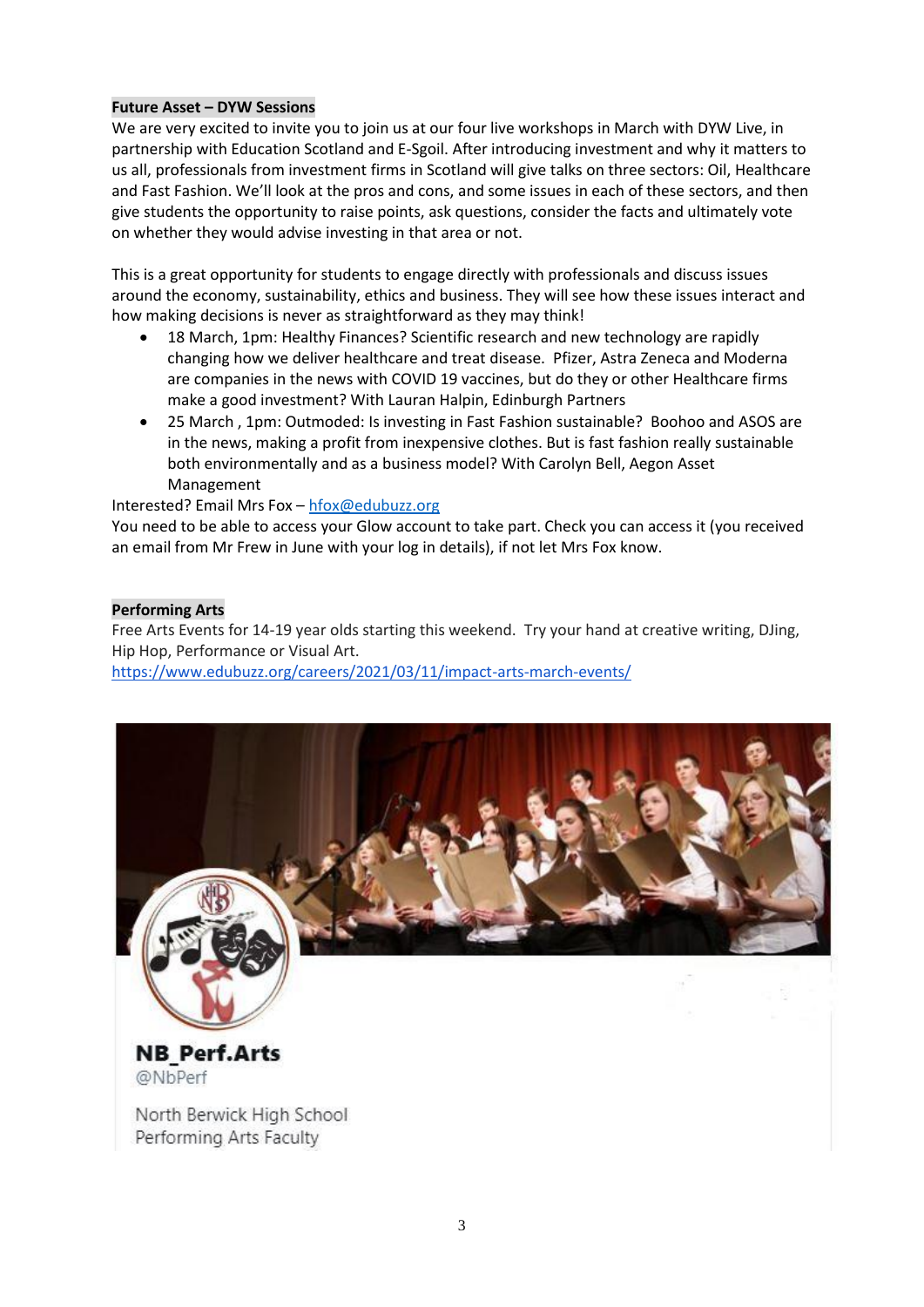**Future Asset – DYW Sessions**

We are very excited to invite you to join us at our four live workshops in March with DYW Live, in partnership with Education Scotland and E-Sgoil. After introducing investment and why it matters to us all, professionals from investment firms in Scotland will give talks on three sectors: Oil, Healthcare and Fast Fashion. We'll look at the pros and cons, and some issues in each of these sectors, and then give students the opportunity to raise points, ask questions, consider the facts and ultimately vote on whether they would advise investing in that area or not.

This is a great opportunity for students to engage directly with professionals and discuss issues around the economy, sustainability, ethics and business. They will see how these issues interact and how making decisions is never as straightforward as they may think!

- 18 March, 1pm: Healthy Finances? Scientific research and new technology are rapidly changing how we deliver healthcare and treat disease. Pfizer, Astra Zeneca and Moderna are companies in the news with COVID 19 vaccines, but do they or other Healthcare firms make a good investment? With Lauran Halpin, Edinburgh Partners
- 25 March , 1pm: Outmoded: Is investing in Fast Fashion sustainable? Boohoo and ASOS are in the news, making a profit from inexpensive clothes. But is fast fashion really sustainable both environmentally and as a business model? With Carolyn Bell, Aegon Asset Management

Interested? Email Mrs Fox – hfox@edubuzz.org

You need to be able to access your Glow account to take part. Check you can access it (you received an email from Mr Frew in June with your log in details), if not let Mrs Fox know.

**Performing Arts**

Free Arts Events for 14-19 year olds starting this weekend. Try your hand at creative writing, DJing, Hip Hop, Performance or Visual Art.

https://www.edubuzz.org/careers/2021/03/11/impact-arts-march-events/

NB_Perf.Arts
@NbPerf

North Berwick High School
Performing Arts Faculty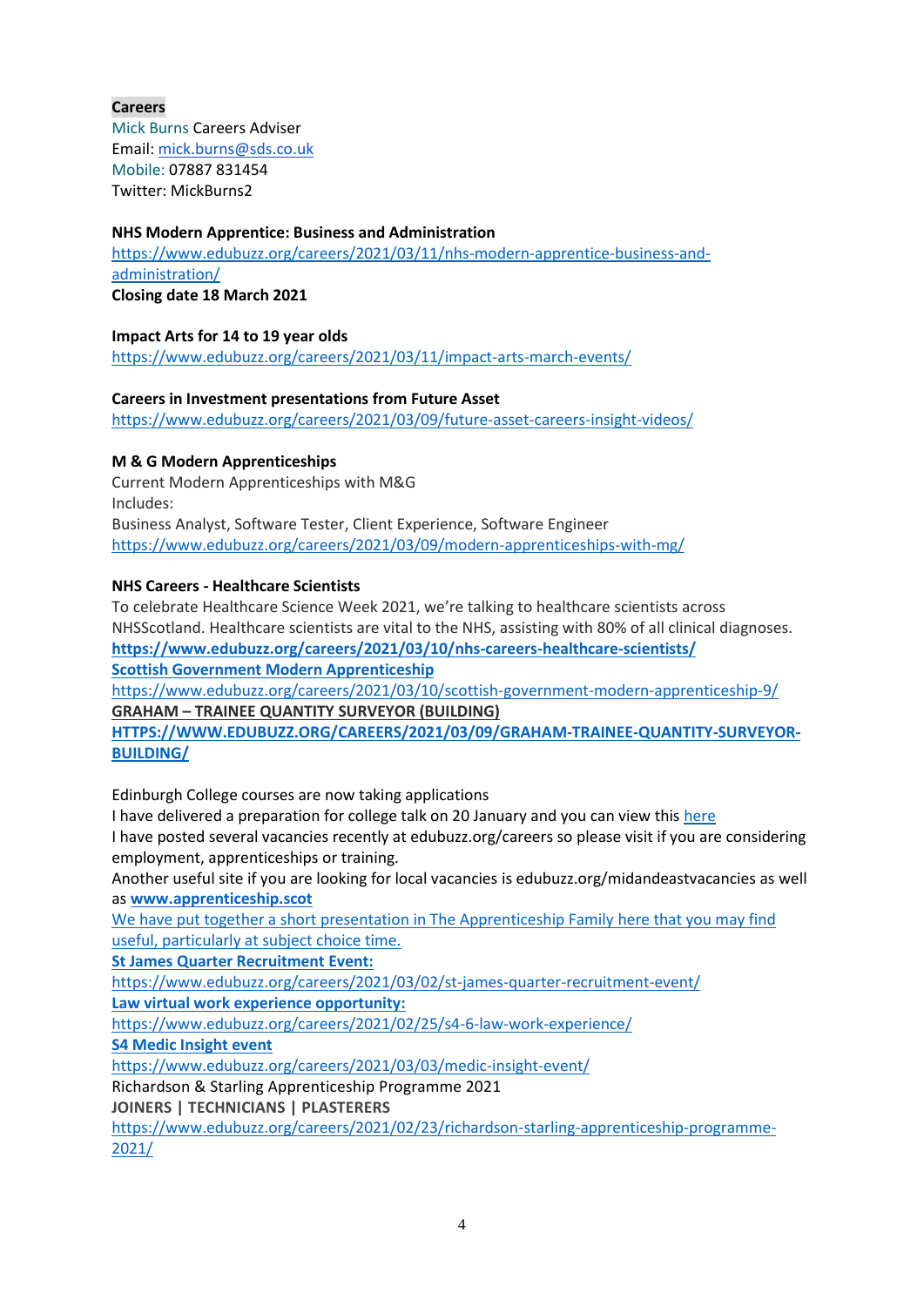**Careers**

Mick Burns Careers Adviser
Email: mick.burns@sds.co.uk
Mobile: 07887 831454
Twitter: MickBurns2

**NHS Modern Apprentice: Business and Administration**
https://www.edubuzz.org/careers/2021/03/11/nhs-modern-apprentice-business-and-administration/
**Closing date 18 March 2021**

**Impact Arts for 14 to 19 year olds**
https://www.edubuzz.org/careers/2021/03/11/impact-arts-march-events/

**Careers in Investment presentations from Future Asset**
https://www.edubuzz.org/careers/2021/03/09/future-asset-careers-insight-videos/

**M & G Modern Apprenticeships**
Current Modern Apprenticeships with M&G
Includes:
Business Analyst, Software Tester, Client Experience, Software Engineer
https://www.edubuzz.org/careers/2021/03/09/modern-apprenticeships-with-mg/

**NHS Careers - Healthcare Scientists**
To celebrate Healthcare Science Week 2021, we're talking to healthcare scientists across NHSScotland. Healthcare scientists are vital to the NHS, assisting with 80% of all clinical diagnoses.
**https://www.edubuzz.org/careers/2021/03/10/nhs-careers-healthcare-scientists/**
**Scottish Government Modern Apprenticeship**
https://www.edubuzz.org/careers/2021/03/10/scottish-government-modern-apprenticeship-9/
**GRAHAM – TRAINEE QUANTITY SURVEYOR (BUILDING)**
**HTTPS://WWW.EDUBUZZ.ORG/CAREERS/2021/03/09/GRAHAM-TRAINEE-QUANTITY-SURVEYOR-BUILDING/**

Edinburgh College courses are now taking applications
I have delivered a preparation for college talk on 20 January and you can view this here
I have posted several vacancies recently at edubuzz.org/careers so please visit if you are considering employment, apprenticeships or training.
Another useful site if you are looking for local vacancies is edubuzz.org/midandeastvacancies as well as **www.apprenticeship.scot**
We have put together a short presentation in The Apprenticeship Family here that you may find useful, particularly at subject choice time.
**St James Quarter Recruitment Event:**
https://www.edubuzz.org/careers/2021/03/02/st-james-quarter-recruitment-event/
**Law virtual work experience opportunity:**
https://www.edubuzz.org/careers/2021/02/25/s4-6-law-work-experience/
**S4 Medic Insight event**
https://www.edubuzz.org/careers/2021/03/03/medic-insight-event/
Richardson & Starling Apprenticeship Programme 2021
**JOINERS | TECHNICIANS | PLASTERERS**
https://www.edubuzz.org/careers/2021/02/23/richardson-starling-apprenticeship-programme-2021/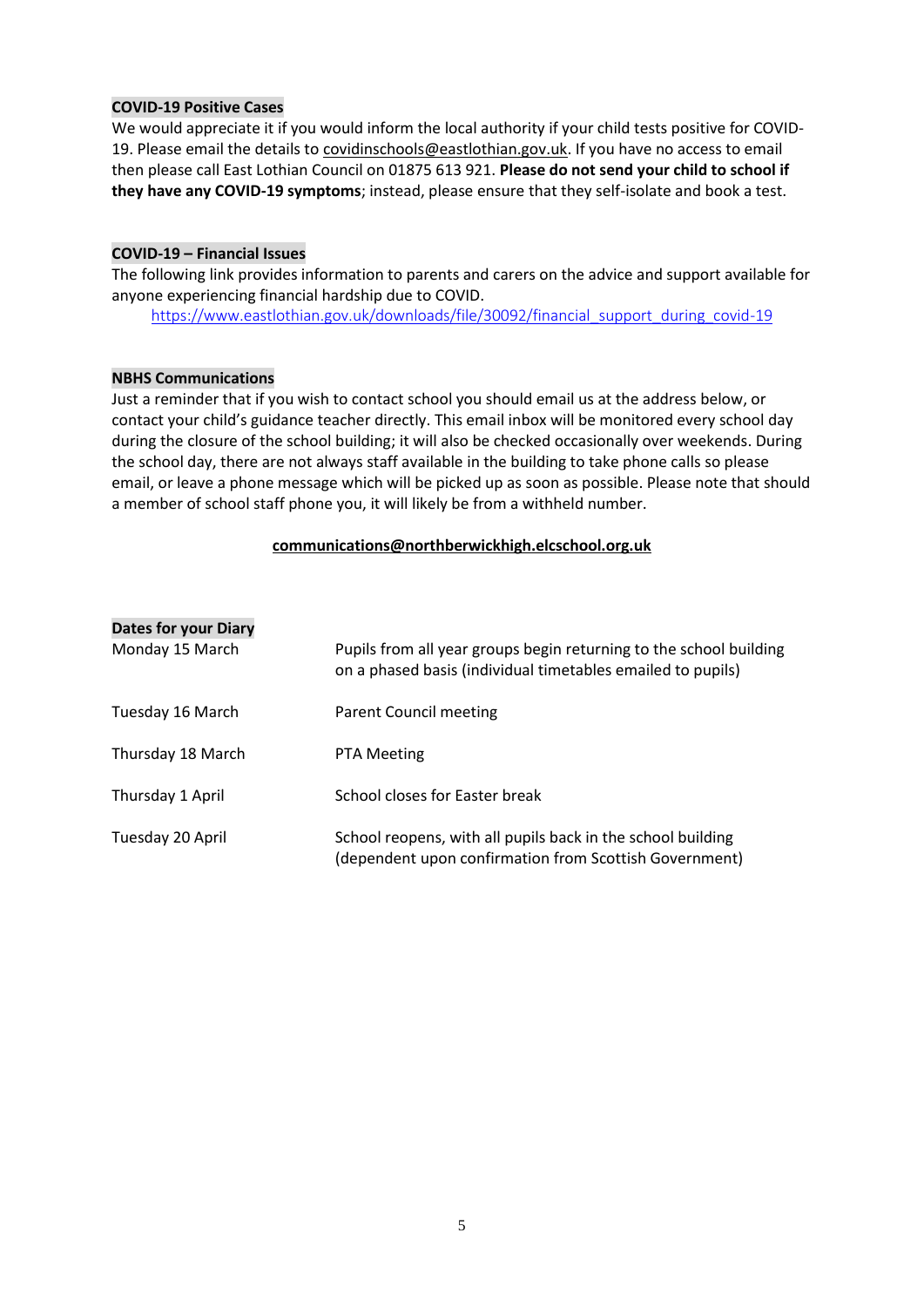## COVID-19 Positive Cases

We would appreciate it if you would inform the local authority if your child tests positive for COVID-19. Please email the details to covidinschools@eastlothian.gov.uk. If you have no access to email then please call East Lothian Council on 01875 613 921. **Please do not send your child to school if they have any COVID-19 symptoms**; instead, please ensure that they self-isolate and book a test.

## COVID-19 – Financial Issues

The following link provides information to parents and carers on the advice and support available for anyone experiencing financial hardship due to COVID.

https://www.eastlothian.gov.uk/downloads/file/30092/financial_support_during_covid-19

## NBHS Communications

Just a reminder that if you wish to contact school you should email us at the address below, or contact your child's guidance teacher directly. This email inbox will be monitored every school day during the closure of the school building; it will also be checked occasionally over weekends. During the school day, there are not always staff available in the building to take phone calls so please email, or leave a phone message which will be picked up as soon as possible. Please note that should a member of school staff phone you, it will likely be from a withheld number.

**communications@northberwickhigh.elcschool.org.uk**

## Dates for your Diary

| | |
|---|---|
| Monday 15 March | Pupils from all year groups begin returning to the school building on a phased basis (individual timetables emailed to pupils) |
| Tuesday 16 March | Parent Council meeting |
| Thursday 18 March | PTA Meeting |
| Thursday 1 April | School closes for Easter break |
| Tuesday 20 April | School reopens, with all pupils back in the school building (dependent upon confirmation from Scottish Government) |